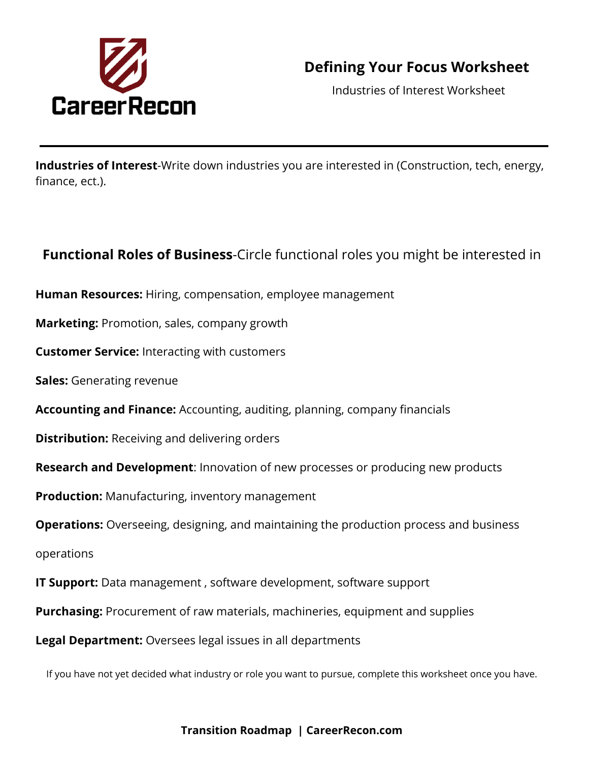CareerRecon

# Defining Your Focus Worksheet

Industries of Interest Worksheet

---

**Industries of Interest**-Write down industries you are interested in (Construction, tech, energy, finance, ect.).

## **Functional Roles of Business**-Circle functional roles you might be interested in

**Human Resources:** Hiring, compensation, employee management

**Marketing:** Promotion, sales, company growth

**Customer Service:** Interacting with customers

**Sales:** Generating revenue

**Accounting and Finance:** Accounting, auditing, planning, company financials

**Distribution:** Receiving and delivering orders

**Research and Development**: Innovation of new processes or producing new products

**Production:** Manufacturing, inventory management

**Operations:** Overseeing, designing, and maintaining the production process and business operations

**IT Support:** Data management , software development, software support

**Purchasing:** Procurement of raw materials, machineries, equipment and supplies

**Legal Department:** Oversees legal issues in all departments

If you have not yet decided what industry or role you want to pursue, complete this worksheet once you have.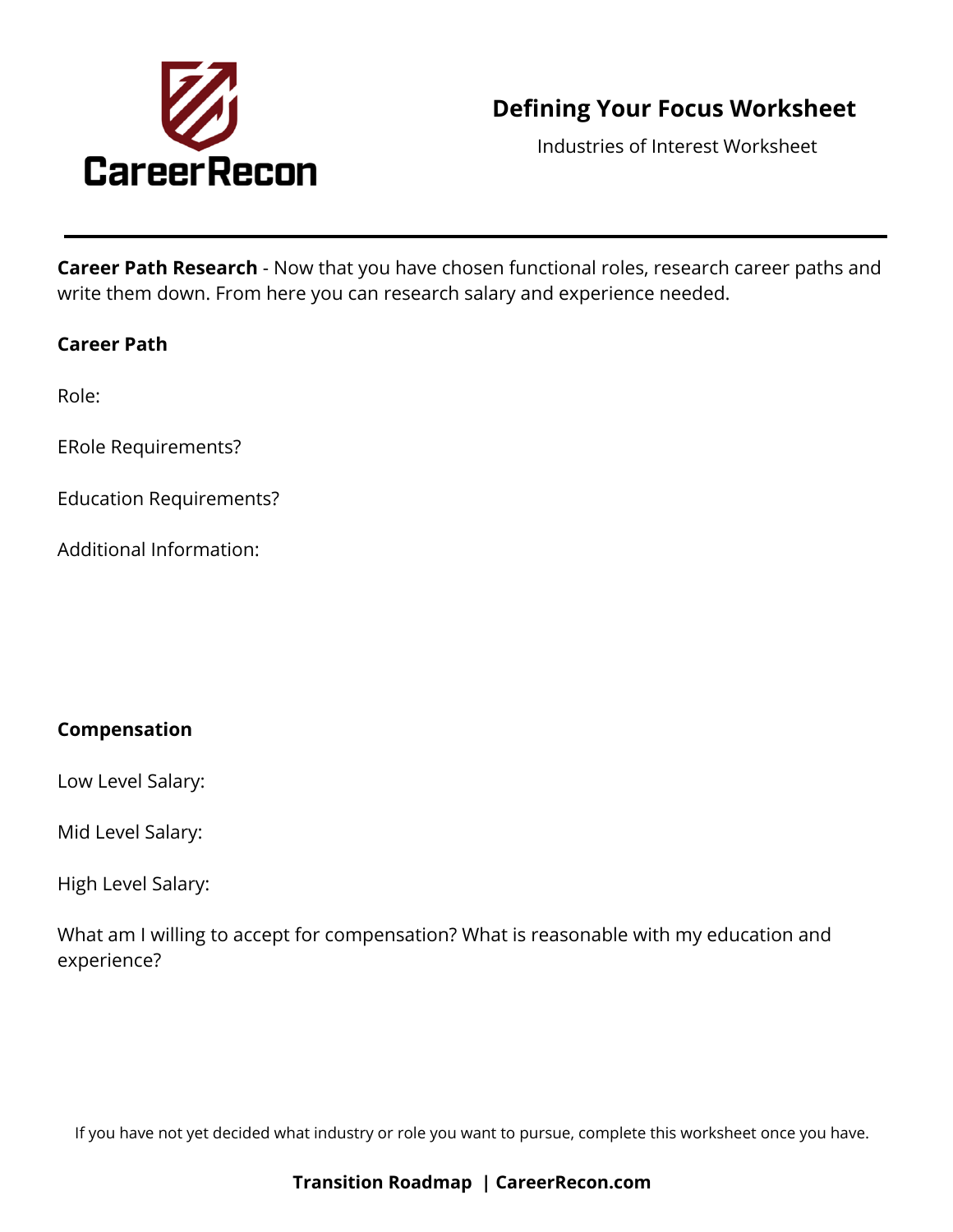CareerRecon

# Defining Your Focus Worksheet

Industries of Interest Worksheet

---

**Career Path Research** - Now that you have chosen functional roles, research career paths and write them down. From here you can research salary and experience needed.

**Career Path**

Role:

ERole Requirements?

Education Requirements?

Additional Information:

**Compensation**

Low Level Salary:

Mid Level Salary:

High Level Salary:

What am I willing to accept for compensation? What is reasonable with my education and experience?

If you have not yet decided what industry or role you want to pursue, complete this worksheet once you have.

**Transition Roadmap | CareerRecon.com**